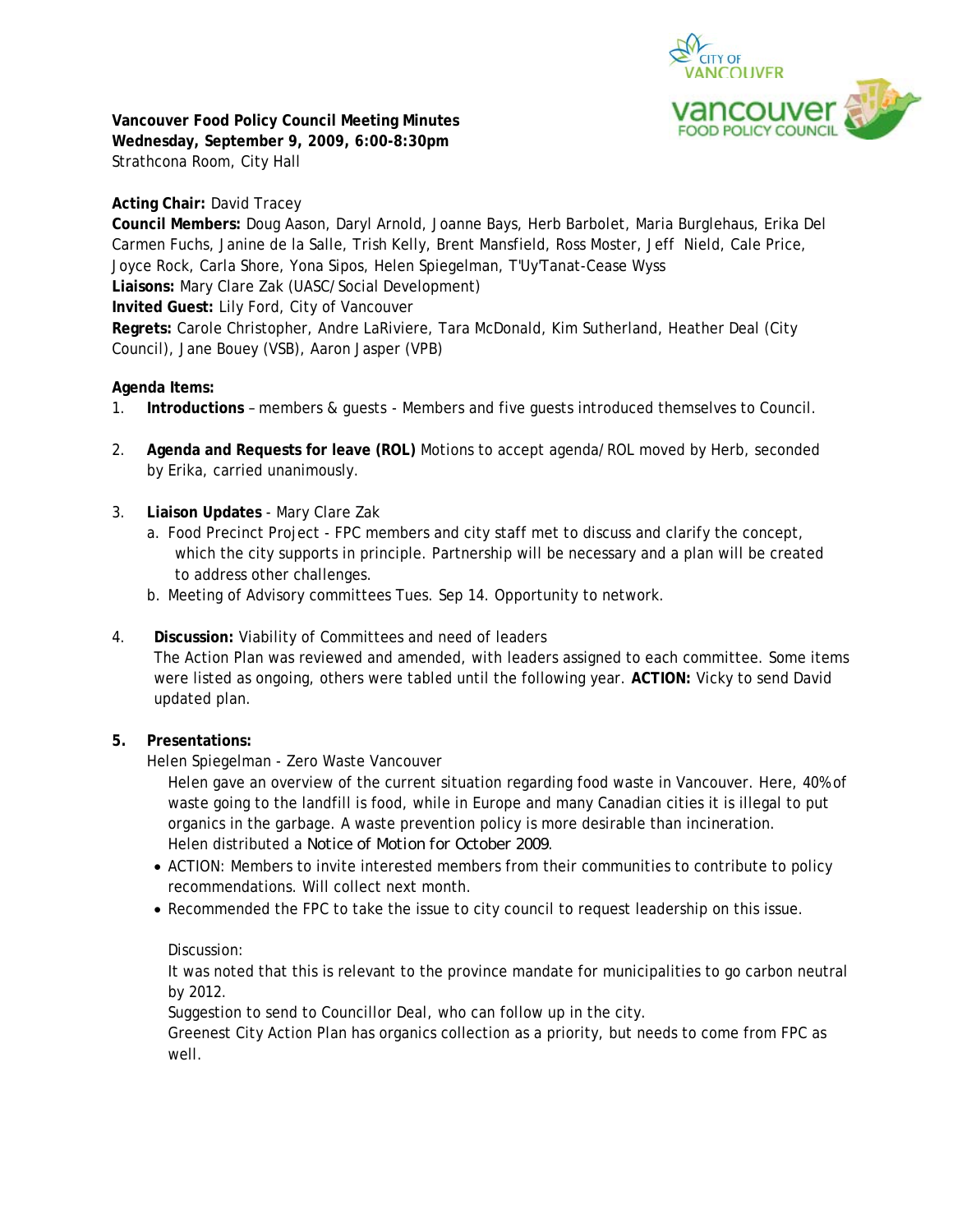**Vancouver Food Policy Council Meeting Minutes**
**Wednesday, September 9, 2009, 6:00-8:30pm**
Strathcona Room, City Hall

**Acting Chair:** David Tracey
**Council Members:** Doug Aason, Daryl Arnold, Joanne Bays, Herb Barbolet, Maria Burglehaus, Erika Del Carmen Fuchs, Janine de la Salle, Trish Kelly, Brent Mansfield, Ross Moster, Jeff Nield, Cale Price, Joyce Rock, Carla Shore, Yona Sipos, Helen Spiegelman, T'Uy'Tanat-Cease Wyss
**Liaisons:** Mary Clare Zak (UASC/Social Development)
**Invited Guest:** Lily Ford, City of Vancouver
**Regrets:** Carole Christopher, Andre LaRiviere, Tara McDonald, Kim Sutherland, Heather Deal (City Council), Jane Bouey (VSB), Aaron Jasper (VPB)

**Agenda Items:**

1. **Introductions** – members & guests - Members and five guests introduced themselves to Council.

2. **Agenda and Requests for leave (ROL)** Motions to accept agenda/ROL moved by Herb, seconded by Erika, carried unanimously.

3. **Liaison Updates** - Mary Clare Zak
   a. Food Precinct Project - FPC members and city staff met to discuss and clarify the concept, which the city supports in principle. Partnership will be necessary and a plan will be created to address other challenges.
   b. Meeting of Advisory committees Tues. Sep 14. Opportunity to network.

4. **Discussion:** Viability of Committees and need of leaders
   The Action Plan was reviewed and amended, with leaders assigned to each committee. Some items were listed as ongoing, others were tabled until the following year. **ACTION:** Vicky to send David updated plan.

5. **Presentations:**
   Helen Spiegelman - Zero Waste Vancouver
   Helen gave an overview of the current situation regarding food waste in Vancouver. Here, 40% of waste going to the landfill is food, while in Europe and many Canadian cities it is illegal to put organics in the garbage. A waste prevention policy is more desirable than incineration.
   Helen distributed a *Notice of Motion for October 2009*.
   - ACTION: Members to invite interested members from their communities to contribute to policy recommendations. Will collect next month.
   - Recommended the FPC to take the issue to city council to request leadership on this issue.

   Discussion:
   It was noted that this is relevant to the province mandate for municipalities to go carbon neutral by 2012.
   Suggestion to send to Councillor Deal, who can follow up in the city.
   Greenest City Action Plan has organics collection as a priority, but needs to come from FPC as well.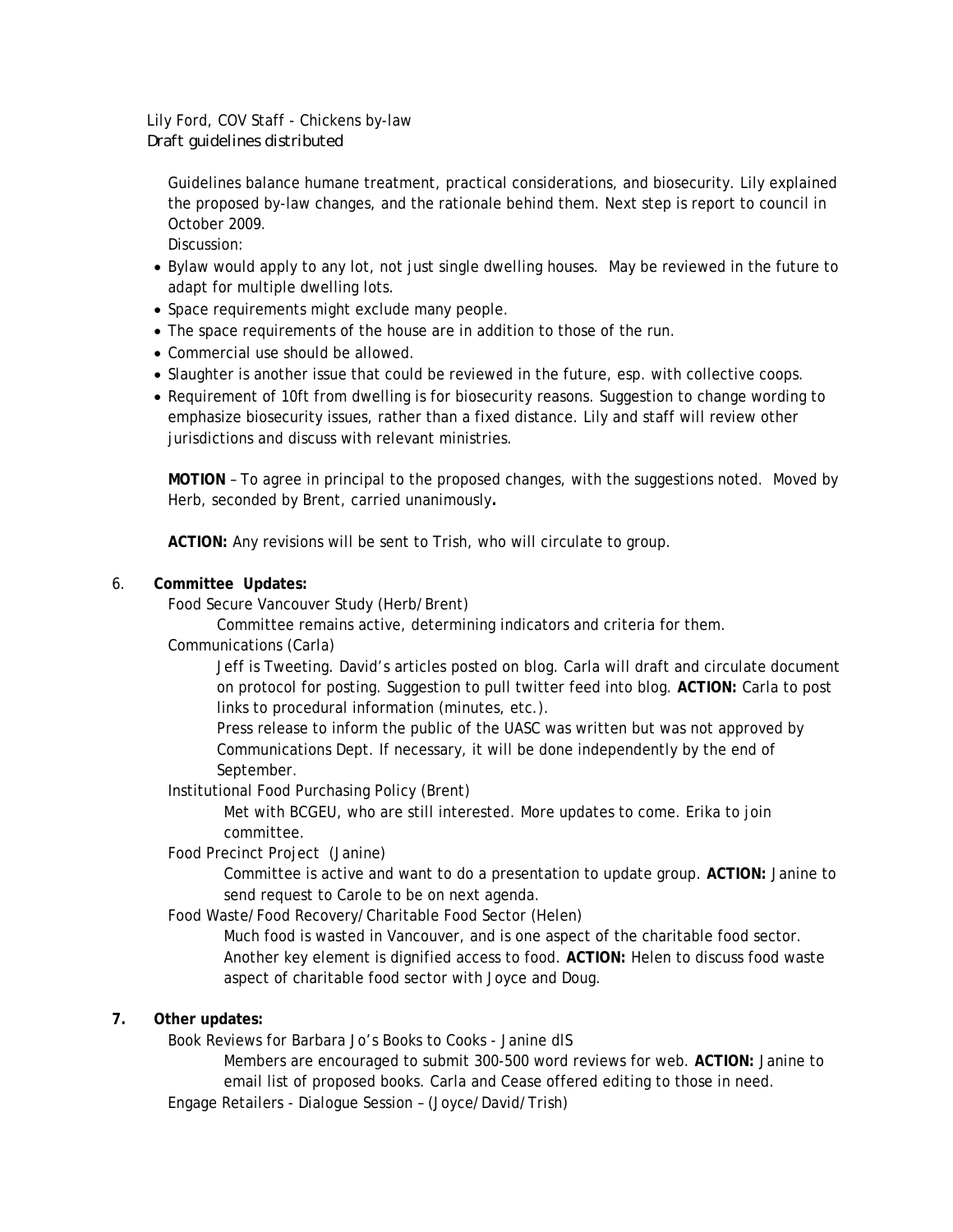Lily Ford, COV Staff - Chickens by-law

*Draft guidelines distributed*

Guidelines balance humane treatment, practical considerations, and biosecurity. Lily explained the proposed by-law changes, and the rationale behind them. Next step is report to council in October 2009.

Discussion:

- Bylaw would apply to any lot, not just single dwelling houses. May be reviewed in the future to adapt for multiple dwelling lots.
- Space requirements might exclude many people.
- The space requirements of the house are in addition to those of the run.
- Commercial use should be allowed.
- Slaughter is another issue that could be reviewed in the future, esp. with collective coops.
- Requirement of 10ft from dwelling is for biosecurity reasons. Suggestion to change wording to emphasize biosecurity issues, rather than a fixed distance. Lily and staff will review other jurisdictions and discuss with relevant ministries.

**MOTION** – To agree in principal to the proposed changes, with the suggestions noted. Moved by Herb, seconded by Brent, carried unanimously**.**

**ACTION:** Any revisions will be sent to Trish, who will circulate to group.

6. **Committee Updates:**

Food Secure Vancouver Study (Herb/Brent)

Committee remains active, determining indicators and criteria for them.

Communications (Carla)

Jeff is Tweeting. David's articles posted on blog. Carla will draft and circulate document on protocol for posting. Suggestion to pull twitter feed into blog. **ACTION:** Carla to post links to procedural information (minutes, etc.).

Press release to inform the public of the UASC was written but was not approved by Communications Dept. If necessary, it will be done independently by the end of September.

Institutional Food Purchasing Policy (Brent)

Met with BCGEU, who are still interested. More updates to come. Erika to join committee.

Food Precinct Project (Janine)

Committee is active and want to do a presentation to update group. **ACTION:** Janine to send request to Carole to be on next agenda.

Food Waste/Food Recovery/Charitable Food Sector (Helen)

Much food is wasted in Vancouver, and is one aspect of the charitable food sector. Another key element is dignified access to food. **ACTION:** Helen to discuss food waste aspect of charitable food sector with Joyce and Doug.

7. **Other updates:**

Book Reviews for Barbara Jo's Books to Cooks - Janine dlS

Members are encouraged to submit 300-500 word reviews for web. **ACTION:** Janine to email list of proposed books. Carla and Cease offered editing to those in need.

Engage Retailers - Dialogue Session – (Joyce/David/Trish)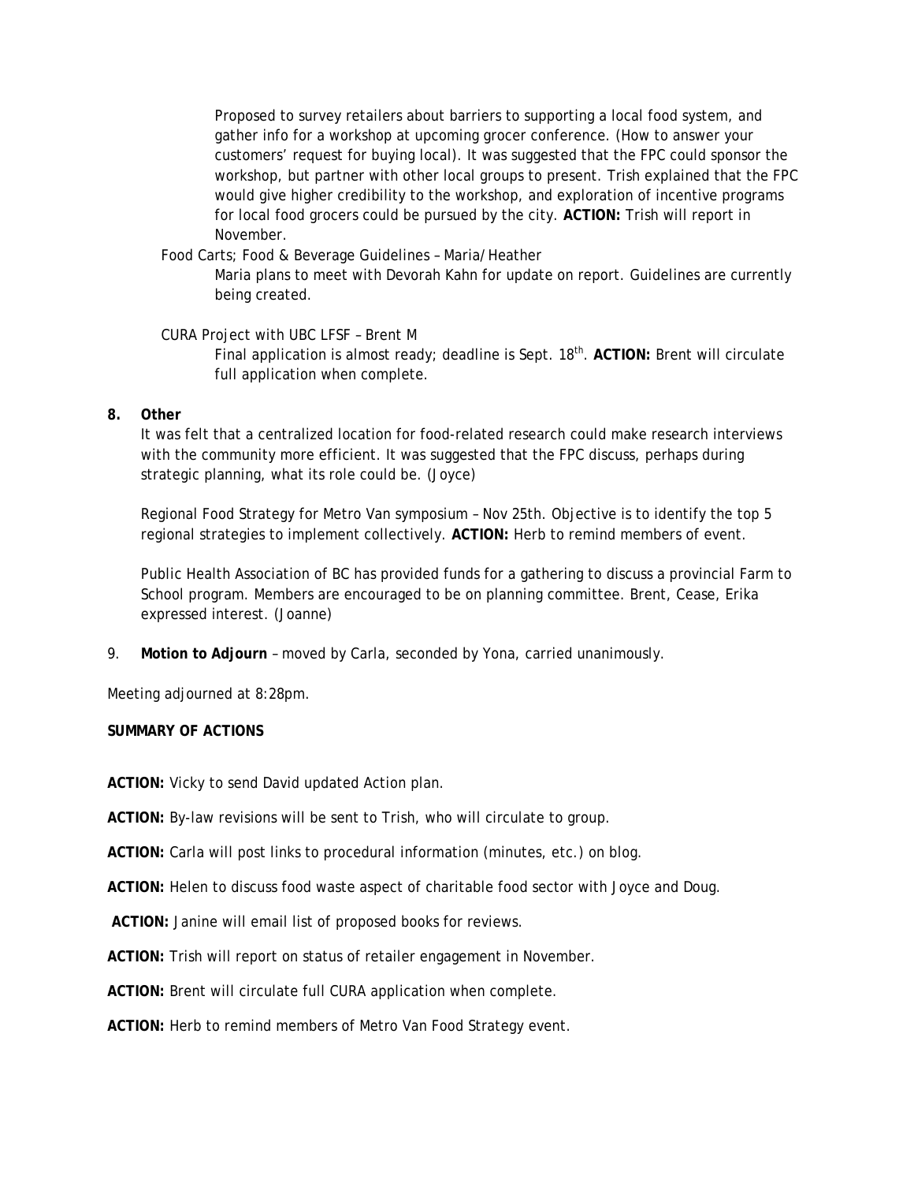Proposed to survey retailers about barriers to supporting a local food system, and gather info for a workshop at upcoming grocer conference. (How to answer your customers' request for buying local). It was suggested that the FPC could sponsor the workshop, but partner with other local groups to present. Trish explained that the FPC would give higher credibility to the workshop, and exploration of incentive programs for local food grocers could be pursued by the city. **ACTION:** Trish will report in November.

Food Carts; Food & Beverage Guidelines – Maria/Heather

Maria plans to meet with Devorah Kahn for update on report. Guidelines are currently being created.

CURA Project with UBC LFSF – Brent M

Final application is almost ready; deadline is Sept. 18th. **ACTION:** Brent will circulate full application when complete.

**8. Other**

It was felt that a centralized location for food-related research could make research interviews with the community more efficient. It was suggested that the FPC discuss, perhaps during strategic planning, what its role could be. (Joyce)

Regional Food Strategy for Metro Van symposium – Nov 25th. Objective is to identify the top 5 regional strategies to implement collectively. **ACTION:** Herb to remind members of event.

Public Health Association of BC has provided funds for a gathering to discuss a provincial Farm to School program. Members are encouraged to be on planning committee. Brent, Cease, Erika expressed interest. (Joanne)

9. **Motion to Adjourn** – moved by Carla, seconded by Yona, carried unanimously.

Meeting adjourned at 8:28pm.

**SUMMARY OF ACTIONS**

**ACTION:** Vicky to send David updated Action plan.

**ACTION:** By-law revisions will be sent to Trish, who will circulate to group.

**ACTION:** Carla will post links to procedural information (minutes, etc.) on blog.

**ACTION:** Helen to discuss food waste aspect of charitable food sector with Joyce and Doug.

**ACTION:** Janine will email list of proposed books for reviews.

**ACTION:** Trish will report on status of retailer engagement in November.

**ACTION:** Brent will circulate full CURA application when complete.

**ACTION:** Herb to remind members of Metro Van Food Strategy event.